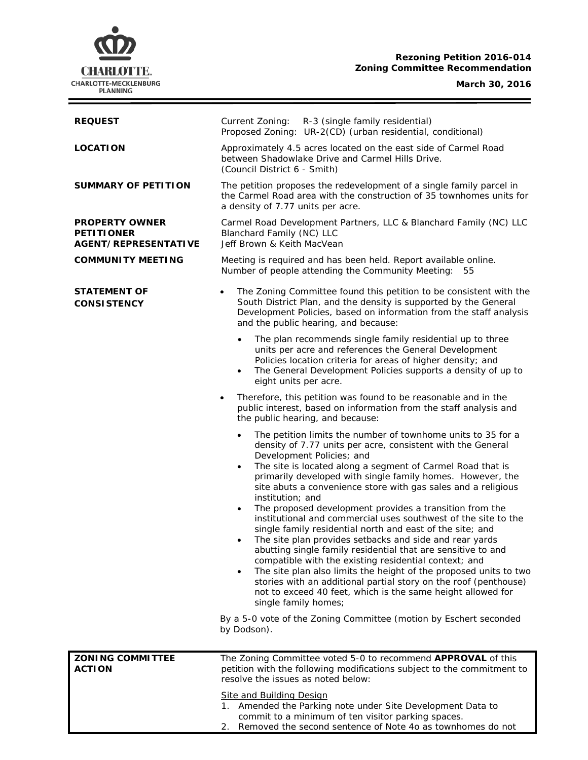**Rezoning Petition 2016-014**
**Zoning Committee Recommendation**

**March 30, 2016**

| | |
|---|---|
| **REQUEST** | Current Zoning: R-3 (single family residential)<br>Proposed Zoning: UR-2(CD) (urban residential, conditional) |
| **LOCATION** | Approximately 4.5 acres located on the east side of Carmel Road between Shadowlake Drive and Carmel Hills Drive.<br>(Council District 6 - Smith) |
| **SUMMARY OF PETITION** | The petition proposes the redevelopment of a single family parcel in the Carmel Road area with the construction of 35 townhomes units for a density of 7.77 units per acre. |
| **PROPERTY OWNER**<br>**PETITIONER**<br>**AGENT/REPRESENTATIVE** | Carmel Road Development Partners, LLC & Blanchard Family (NC) LLC<br>Blanchard Family (NC) LLC<br>Jeff Brown & Keith MacVean |
| **COMMUNITY MEETING** | Meeting is required and has been held. Report available online.<br>Number of people attending the Community Meeting: 55 |

**STATEMENT OF CONSISTENCY**

- The Zoning Committee found this petition to be consistent with the South District Plan, and the density is supported by the General Development Policies, based on information from the staff analysis and the public hearing, and because:
  - The plan recommends single family residential up to three units per acre and references the General Development Policies location criteria for areas of higher density; and
  - The General Development Policies supports a density of up to eight units per acre.
- Therefore, this petition was found to be reasonable and in the public interest, based on information from the staff analysis and the public hearing, and because:
  - The petition limits the number of townhome units to 35 for a density of 7.77 units per acre, consistent with the General Development Policies; and
  - The site is located along a segment of Carmel Road that is primarily developed with single family homes. However, the site abuts a convenience store with gas sales and a religious institution; and
  - The proposed development provides a transition from the institutional and commercial uses southwest of the site to the single family residential north and east of the site; and
  - The site plan provides setbacks and side and rear yards abutting single family residential that are sensitive to and compatible with the existing residential context; and
  - The site plan also limits the height of the proposed units to two stories with an additional partial story on the roof (penthouse) not to exceed 40 feet, which is the same height allowed for single family homes;

By a 5-0 vote of the Zoning Committee (motion by Eschert seconded by Dodson).

**ZONING COMMITTEE ACTION**

The Zoning Committee voted 5-0 to recommend **APPROVAL** of this petition with the following modifications subject to the commitment to resolve the issues as noted below:

Site and Building Design

1. Amended the Parking note under Site Development Data to commit to a minimum of ten visitor parking spaces.
2. Removed the second sentence of Note 4o as townhomes do not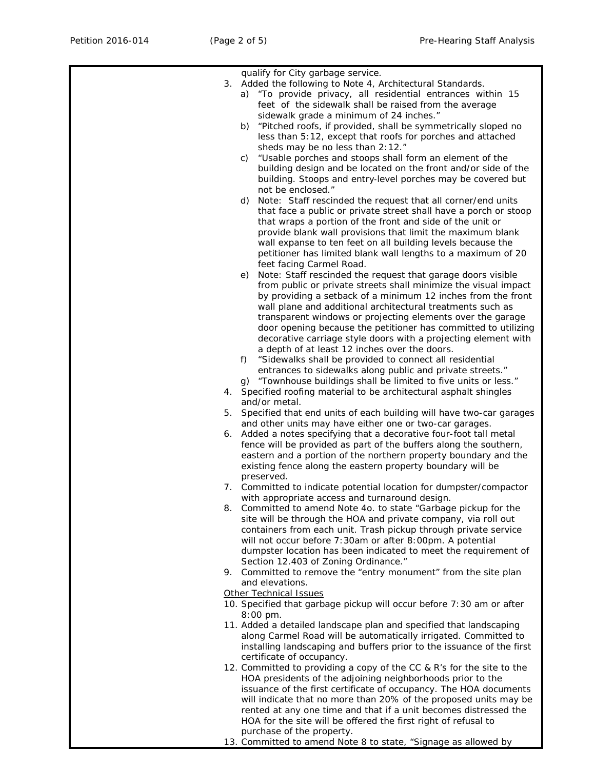qualify for City garbage service.

3. Added the following to Note 4, Architectural Standards.
   a) "To provide privacy, all residential entrances within 15 feet of the sidewalk shall be raised from the average sidewalk grade a minimum of 24 inches."
   b) "Pitched roofs, if provided, shall be symmetrically sloped no less than 5:12, except that roofs for porches and attached sheds may be no less than 2:12."
   c) "Usable porches and stoops shall form an element of the building design and be located on the front and/or side of the building. Stoops and entry-level porches may be covered but not be enclosed."
   d) Note: Staff rescinded the request that all corner/end units that face a public or private street shall have a porch or stoop that wraps a portion of the front and side of the unit or provide blank wall provisions that limit the maximum blank wall expanse to ten feet on all building levels because the petitioner has limited blank wall lengths to a maximum of 20 feet facing Carmel Road.
   e) Note: Staff rescinded the request that garage doors visible from public or private streets shall minimize the visual impact by providing a setback of a minimum 12 inches from the front wall plane and additional architectural treatments such as transparent windows or projecting elements over the garage door opening because the petitioner has committed to utilizing decorative carriage style doors with a projecting element with a depth of at least 12 inches over the doors.
   f) "Sidewalks shall be provided to connect all residential entrances to sidewalks along public and private streets."
   g) "Townhouse buildings shall be limited to five units or less."
4. Specified roofing material to be architectural asphalt shingles and/or metal.
5. Specified that end units of each building will have two-car garages and other units may have either one or two-car garages.
6. Added a notes specifying that a decorative four-foot tall metal fence will be provided as part of the buffers along the southern, eastern and a portion of the northern property boundary and the existing fence along the eastern property boundary will be preserved.
7. Committed to indicate potential location for dumpster/compactor with appropriate access and turnaround design.
8. Committed to amend Note 4o. to state "Garbage pickup for the site will be through the HOA and private company, via roll out containers from each unit. Trash pickup through private service will not occur before 7:30am or after 8:00pm. A potential dumpster location has been indicated to meet the requirement of Section 12.403 of Zoning Ordinance."
9. Committed to remove the "entry monument" from the site plan and elevations.

<u>Other Technical Issues</u>

10. Specified that garbage pickup will occur before 7:30 am or after 8:00 pm.
11. Added a detailed landscape plan and specified that landscaping along Carmel Road will be automatically irrigated. Committed to installing landscaping and buffers prior to the issuance of the first certificate of occupancy.
12. Committed to providing a copy of the CC & R's for the site to the HOA presidents of the adjoining neighborhoods prior to the issuance of the first certificate of occupancy. The HOA documents will indicate that no more than 20% of the proposed units may be rented at any one time and that if a unit becomes distressed the HOA for the site will be offered the first right of refusal to purchase of the property.
13. Committed to amend Note 8 to state, "Signage as allowed by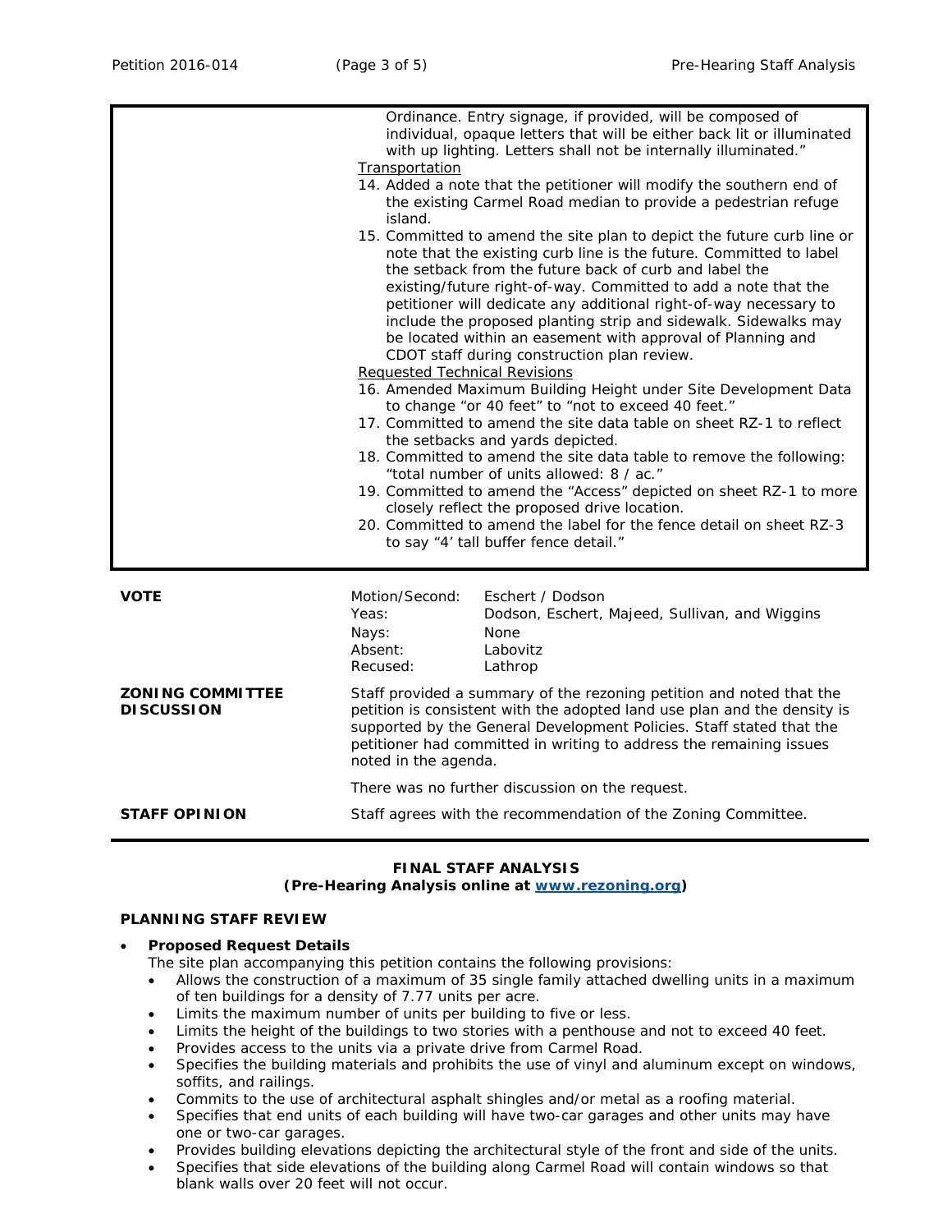Ordinance. Entry signage, if provided, will be composed of individual, opaque letters that will be either back lit or illuminated with up lighting. Letters shall not be internally illuminated."

Transportation

14. Added a note that the petitioner will modify the southern end of the existing Carmel Road median to provide a pedestrian refuge island.
15. Committed to amend the site plan to depict the future curb line or note that the existing curb line is the future. Committed to label the setback from the future back of curb and label the existing/future right-of-way. Committed to add a note that the petitioner will dedicate any additional right-of-way necessary to include the proposed planting strip and sidewalk. Sidewalks may be located within an easement with approval of Planning and CDOT staff during construction plan review.

Requested Technical Revisions

16. Amended Maximum Building Height under Site Development Data to change "or 40 feet" to "not to exceed 40 feet."
17. Committed to amend the site data table on sheet RZ-1 to reflect the setbacks and yards depicted.
18. Committed to amend the site data table to remove the following: "total number of units allowed: 8 / ac."
19. Committed to amend the "Access" depicted on sheet RZ-1 to more closely reflect the proposed drive location.
20. Committed to amend the label for the fence detail on sheet RZ-3 to say "4' tall buffer fence detail."

**VOTE**

| | |
|---|---|
| Motion/Second: | Eschert / Dodson |
| Yeas: | Dodson, Eschert, Majeed, Sullivan, and Wiggins |
| Nays: | None |
| Absent: | Labovitz |
| Recused: | Lathrop |

**ZONING COMMITTEE DISCUSSION**

Staff provided a summary of the rezoning petition and noted that the petition is consistent with the adopted land use plan and the density is supported by the General Development Policies. Staff stated that the petitioner had committed in writing to address the remaining issues noted in the agenda.

There was no further discussion on the request.

**STAFF OPINION**

Staff agrees with the recommendation of the Zoning Committee.

## FINAL STAFF ANALYSIS
**(Pre-Hearing Analysis online at www.rezoning.org)**

### PLANNING STAFF REVIEW

- **Proposed Request Details**
  The site plan accompanying this petition contains the following provisions:
  - Allows the construction of a maximum of 35 single family attached dwelling units in a maximum of ten buildings for a density of 7.77 units per acre.
  - Limits the maximum number of units per building to five or less.
  - Limits the height of the buildings to two stories with a penthouse and not to exceed 40 feet.
  - Provides access to the units via a private drive from Carmel Road.
  - Specifies the building materials and prohibits the use of vinyl and aluminum except on windows, soffits, and railings.
  - Commits to the use of architectural asphalt shingles and/or metal as a roofing material.
  - Specifies that end units of each building will have two-car garages and other units may have one or two-car garages.
  - Provides building elevations depicting the architectural style of the front and side of the units.
  - Specifies that side elevations of the building along Carmel Road will contain windows so that blank walls over 20 feet will not occur.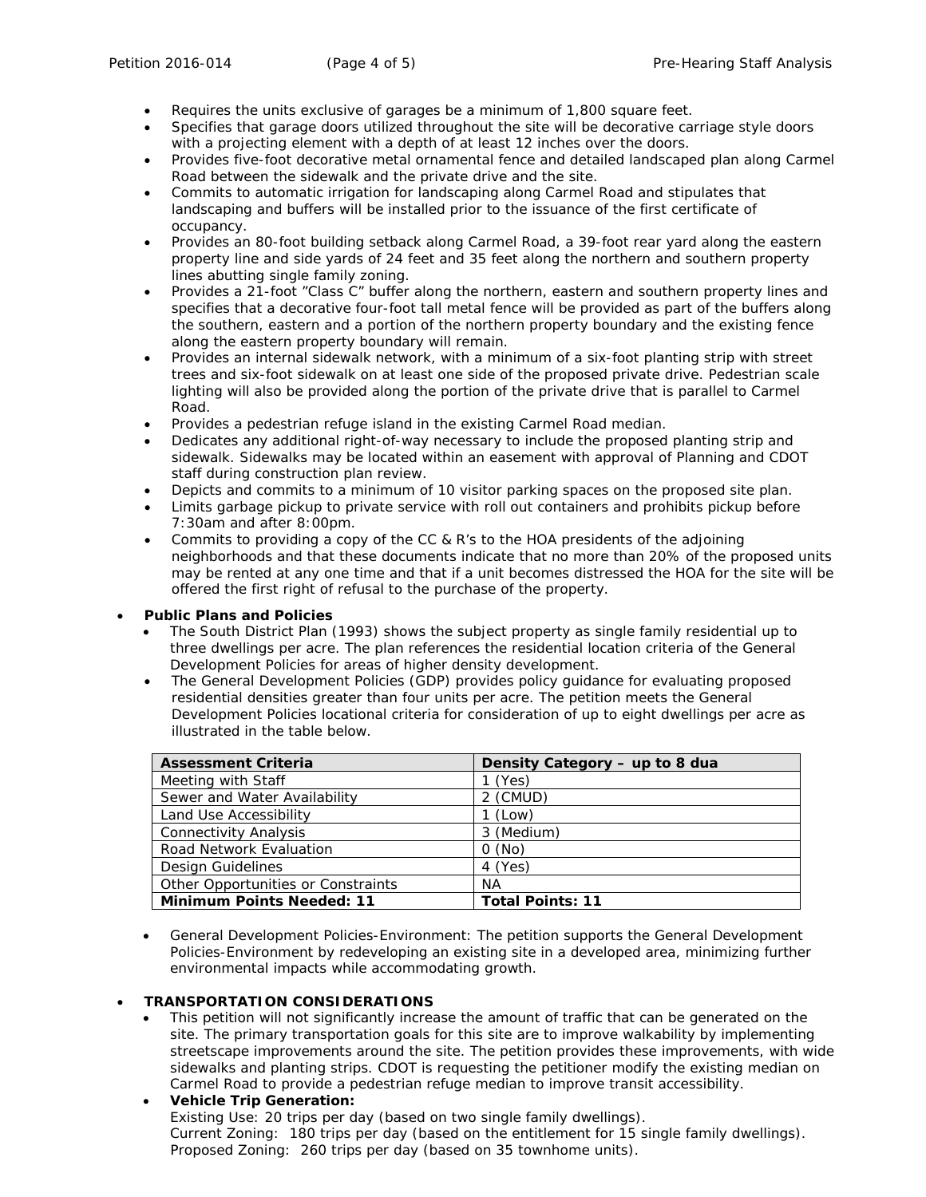- Requires the units exclusive of garages be a minimum of 1,800 square feet.
- Specifies that garage doors utilized throughout the site will be decorative carriage style doors with a projecting element with a depth of at least 12 inches over the doors.
- Provides five-foot decorative metal ornamental fence and detailed landscaped plan along Carmel Road between the sidewalk and the private drive and the site.
- Commits to automatic irrigation for landscaping along Carmel Road and stipulates that landscaping and buffers will be installed prior to the issuance of the first certificate of occupancy.
- Provides an 80-foot building setback along Carmel Road, a 39-foot rear yard along the eastern property line and side yards of 24 feet and 35 feet along the northern and southern property lines abutting single family zoning.
- Provides a 21-foot "Class C" buffer along the northern, eastern and southern property lines and specifies that a decorative four-foot tall metal fence will be provided as part of the buffers along the southern, eastern and a portion of the northern property boundary and the existing fence along the eastern property boundary will remain.
- Provides an internal sidewalk network, with a minimum of a six-foot planting strip with street trees and six-foot sidewalk on at least one side of the proposed private drive. Pedestrian scale lighting will also be provided along the portion of the private drive that is parallel to Carmel Road.
- Provides a pedestrian refuge island in the existing Carmel Road median.
- Dedicates any additional right-of-way necessary to include the proposed planting strip and sidewalk. Sidewalks may be located within an easement with approval of Planning and CDOT staff during construction plan review.
- Depicts and commits to a minimum of 10 visitor parking spaces on the proposed site plan.
- Limits garbage pickup to private service with roll out containers and prohibits pickup before 7:30am and after 8:00pm.
- Commits to providing a copy of the CC & R's to the HOA presidents of the adjoining neighborhoods and that these documents indicate that no more than 20% of the proposed units may be rented at any one time and that if a unit becomes distressed the HOA for the site will be offered the first right of refusal to the purchase of the property.

- **Public Plans and Policies**
  - The South District Plan (1993) shows the subject property as single family residential up to three dwellings per acre. The plan references the residential location criteria of the General Development Policies for areas of higher density development.
  - The General Development Policies (GDP) provides policy guidance for evaluating proposed residential densities greater than four units per acre. The petition meets the General Development Policies locational criteria for consideration of up to eight dwellings per acre as illustrated in the table below.

| Assessment Criteria | Density Category – up to 8 dua |
|---|---|
| Meeting with Staff | 1 (Yes) |
| Sewer and Water Availability | 2 (CMUD) |
| Land Use Accessibility | 1 (Low) |
| Connectivity Analysis | 3 (Medium) |
| Road Network Evaluation | 0 (No) |
| Design Guidelines | 4 (Yes) |
| Other Opportunities or Constraints | NA |
| **Minimum Points Needed: 11** | **Total Points: 11** |

  - General Development Policies-Environment: The petition supports the General Development Policies-Environment by redeveloping an existing site in a developed area, minimizing further environmental impacts while accommodating growth.

- **TRANSPORTATION CONSIDERATIONS**
  - This petition will not significantly increase the amount of traffic that can be generated on the site. The primary transportation goals for this site are to improve walkability by implementing streetscape improvements around the site. The petition provides these improvements, with wide sidewalks and planting strips. CDOT is requesting the petitioner modify the existing median on Carmel Road to provide a pedestrian refuge median to improve transit accessibility.
  - **Vehicle Trip Generation:**
    Existing Use: 20 trips per day (based on two single family dwellings).
    Current Zoning: 180 trips per day (based on the entitlement for 15 single family dwellings).
    Proposed Zoning: 260 trips per day (based on 35 townhome units).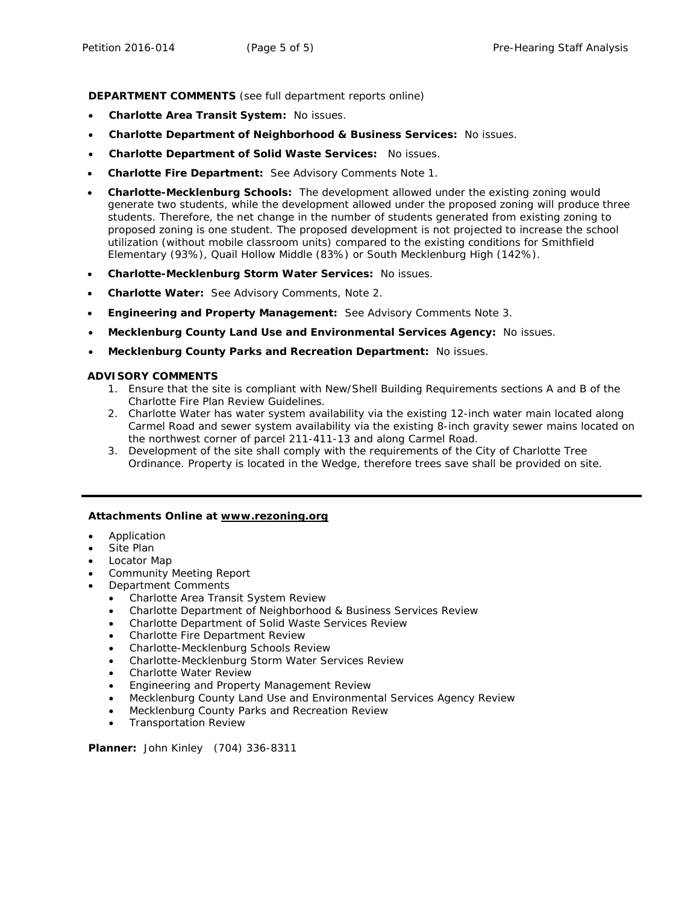**DEPARTMENT COMMENTS** (see full department reports online)

- **Charlotte Area Transit System:** No issues.
- **Charlotte Department of Neighborhood & Business Services:** No issues.
- **Charlotte Department of Solid Waste Services:** No issues.
- **Charlotte Fire Department:** See Advisory Comments Note 1.
- **Charlotte-Mecklenburg Schools:** The development allowed under the existing zoning would generate two students, while the development allowed under the proposed zoning will produce three students. Therefore, the net change in the number of students generated from existing zoning to proposed zoning is one student. The proposed development is not projected to increase the school utilization (without mobile classroom units) compared to the existing conditions for Smithfield Elementary (93%), Quail Hollow Middle (83%) or South Mecklenburg High (142%).
- **Charlotte-Mecklenburg Storm Water Services:** No issues.
- **Charlotte Water:** See Advisory Comments, Note 2.
- **Engineering and Property Management:** See Advisory Comments Note 3.
- **Mecklenburg County Land Use and Environmental Services Agency:** No issues.
- **Mecklenburg County Parks and Recreation Department:** No issues.

**ADVISORY COMMENTS**

1. Ensure that the site is compliant with New/Shell Building Requirements sections A and B of the Charlotte Fire Plan Review Guidelines.
2. Charlotte Water has water system availability via the existing 12-inch water main located along Carmel Road and sewer system availability via the existing 8-inch gravity sewer mains located on the northwest corner of parcel 211-411-13 and along Carmel Road.
3. Development of the site shall comply with the requirements of the City of Charlotte Tree Ordinance. Property is located in the Wedge, therefore trees save shall be provided on site.

---

**Attachments Online at www.rezoning.org**

- Application
- Site Plan
- Locator Map
- Community Meeting Report
- Department Comments
  - Charlotte Area Transit System Review
  - Charlotte Department of Neighborhood & Business Services Review
  - Charlotte Department of Solid Waste Services Review
  - Charlotte Fire Department Review
  - Charlotte-Mecklenburg Schools Review
  - Charlotte-Mecklenburg Storm Water Services Review
  - Charlotte Water Review
  - Engineering and Property Management Review
  - Mecklenburg County Land Use and Environmental Services Agency Review
  - Mecklenburg County Parks and Recreation Review
  - Transportation Review

**Planner:** John Kinley (704) 336-8311